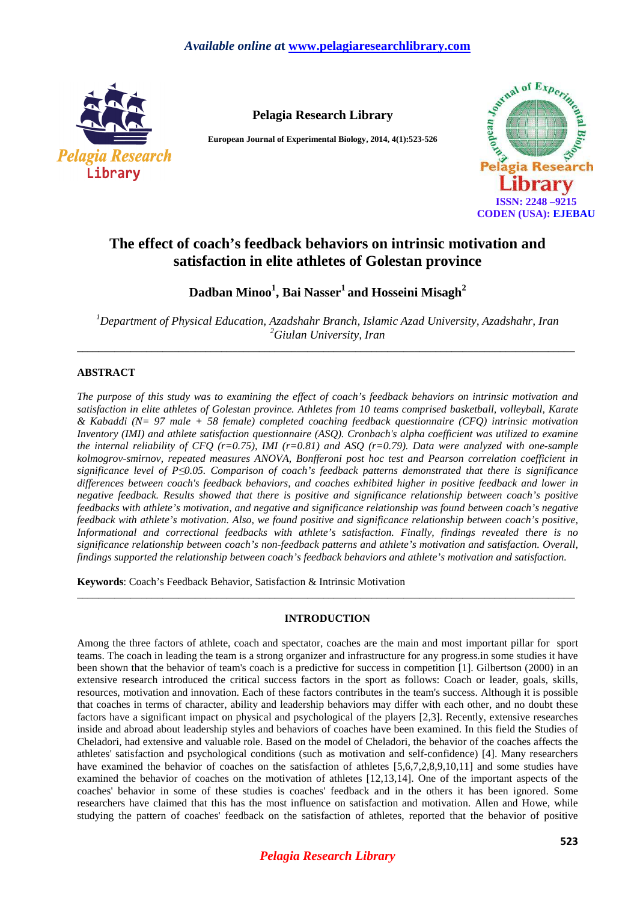# The effect of coach's feedback behaviors on intrinsic motivation and satisfaction in elite athletes of Golestan province

**Dadban Minoo[1], Bai Nasser[1] and Hosseini Misagh[2]**

*[1]Department of Physical Education, Azadshahr Branch, Islamic Azad University, Azadshahr, Iran*
*[2]Giulan University, Iran*

---

## ABSTRACT

*The purpose of this study was to examining the effect of coach's feedback behaviors on intrinsic motivation and satisfaction in elite athletes of Golestan province. Athletes from 10 teams comprised basketball, volleyball, Karate & Kabaddi (N= 97 male + 58 female) completed coaching feedback questionnaire (CFQ) intrinsic motivation Inventory (IMI) and athlete satisfaction questionnaire (ASQ). Cronbach's alpha coefficient was utilized to examine the internal reliability of CFQ (r=0.75), IMI (r=0.81) and ASQ (r=0.79). Data were analyzed with one-sample kolmogrov-smirnov, repeated measures ANOVA, Bonfferoni post hoc test and Pearson correlation coefficient in significance level of P≤0.05. Comparison of coach's feedback patterns demonstrated that there is significance differences between coach's feedback behaviors, and coaches exhibited higher in positive feedback and lower in negative feedback. Results showed that there is positive and significance relationship between coach's positive feedbacks with athlete's motivation, and negative and significance relationship was found between coach's negative feedback with athlete's motivation. Also, we found positive and significance relationship between coach's positive, Informational and correctional feedbacks with athlete's satisfaction. Finally, findings revealed there is no significance relationship between coach's non-feedback patterns and athlete's motivation and satisfaction. Overall, findings supported the relationship between coach's feedback behaviors and athlete's motivation and satisfaction.*

**Keywords**: Coach's Feedback Behavior, Satisfaction & Intrinsic Motivation

---

## INTRODUCTION

Among the three factors of athlete, coach and spectator, coaches are the main and most important pillar for sport teams. The coach in leading the team is a strong organizer and infrastructure for any progress.in some studies it have been shown that the behavior of team's coach is a predictive for success in competition [1]. Gilbertson (2000) in an extensive research introduced the critical success factors in the sport as follows: Coach or leader, goals, skills, resources, motivation and innovation. Each of these factors contributes in the team's success. Although it is possible that coaches in terms of character, ability and leadership behaviors may differ with each other, and no doubt these factors have a significant impact on physical and psychological of the players [2,3]. Recently, extensive researches inside and abroad about leadership styles and behaviors of coaches have been examined. In this field the Studies of Cheladori, had extensive and valuable role. Based on the model of Cheladori, the behavior of the coaches affects the athletes' satisfaction and psychological conditions (such as motivation and self-confidence) [4]. Many researchers have examined the behavior of coaches on the satisfaction of athletes [5,6,7,2,8,9,10,11] and some studies have examined the behavior of coaches on the motivation of athletes [12,13,14]. One of the important aspects of the coaches' behavior in some of these studies is coaches' feedback and in the others it has been ignored. Some researchers have claimed that this has the most influence on satisfaction and motivation. Allen and Howe, while studying the pattern of coaches' feedback on the satisfaction of athletes, reported that the behavior of positive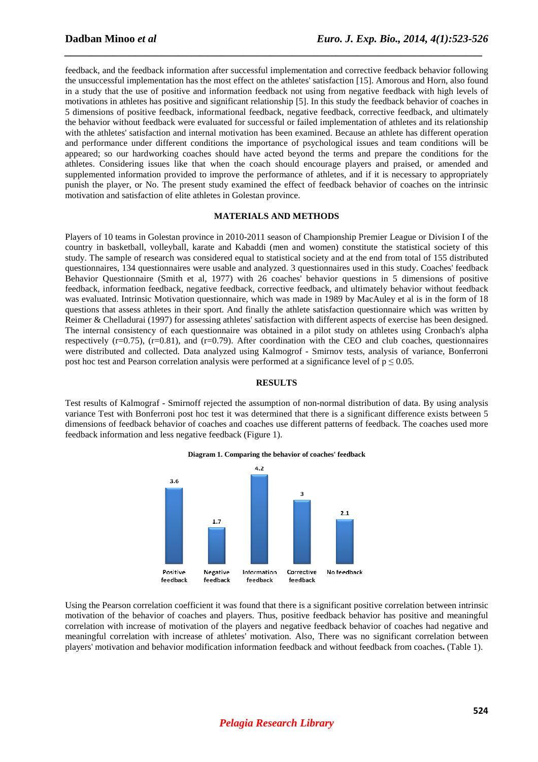feedback, and the feedback information after successful implementation and corrective feedback behavior following the unsuccessful implementation has the most effect on the athletes' satisfaction [15]. Amorous and Horn, also found in a study that the use of positive and information feedback not using from negative feedback with high levels of motivations in athletes has positive and significant relationship [5]. In this study the feedback behavior of coaches in 5 dimensions of positive feedback, informational feedback, negative feedback, corrective feedback, and ultimately the behavior without feedback were evaluated for successful or failed implementation of athletes and its relationship with the athletes' satisfaction and internal motivation has been examined. Because an athlete has different operation and performance under different conditions the importance of psychological issues and team conditions will be appeared; so our hardworking coaches should have acted beyond the terms and prepare the conditions for the athletes. Considering issues like that when the coach should encourage players and praised, or amended and supplemented information provided to improve the performance of athletes, and if it is necessary to appropriately punish the player, or No. The present study examined the effect of feedback behavior of coaches on the intrinsic motivation and satisfaction of elite athletes in Golestan province.

## MATERIALS AND METHODS

Players of 10 teams in Golestan province in 2010-2011 season of Championship Premier League or Division I of the country in basketball, volleyball, karate and Kabaddi (men and women) constitute the statistical society of this study. The sample of research was considered equal to statistical society and at the end from total of 155 distributed questionnaires, 134 questionnaires were usable and analyzed. 3 questionnaires used in this study. Coaches' feedback Behavior Questionnaire (Smith et al, 1977) with 26 coaches' behavior questions in 5 dimensions of positive feedback, information feedback, negative feedback, corrective feedback, and ultimately behavior without feedback was evaluated. Intrinsic Motivation questionnaire, which was made in 1989 by MacAuley et al is in the form of 18 questions that assess athletes in their sport. And finally the athlete satisfaction questionnaire which was written by Reimer & Chelladurai (1997) for assessing athletes' satisfaction with different aspects of exercise has been designed. The internal consistency of each questionnaire was obtained in a pilot study on athletes using Cronbach's alpha respectively (r=0.75), (r=0.81), and (r=0.79). After coordination with the CEO and club coaches, questionnaires were distributed and collected. Data analyzed using Kalmogrof - Smirnov tests, analysis of variance, Bonferroni post hoc test and Pearson correlation analysis were performed at a significance level of $p \leq 0.05$.

## RESULTS

Test results of Kalmograf - Smirnoff rejected the assumption of non-normal distribution of data. By using analysis variance Test with Bonferroni post hoc test it was determined that there is a significant difference exists between 5 dimensions of feedback behavior of coaches and coaches use different patterns of feedback. The coaches used more feedback information and less negative feedback (Figure 1).

**Diagram 1. Comparing the behavior of coaches' feedback**

| Positive feedback | Negative feedback | Information feedback | Corrective feedback | No feedback |
|---|---|---|---|---|
| 3.6 | 1.7 | 4.2 | 3 | 2.1 |

Using the Pearson correlation coefficient it was found that there is a significant positive correlation between intrinsic motivation of the behavior of coaches and players. Thus, positive feedback behavior has positive and meaningful correlation with increase of motivation of the players and negative feedback behavior of coaches had negative and meaningful correlation with increase of athletes' motivation. Also, There was no significant correlation between players' motivation and behavior modification information feedback and without feedback from coaches**.** (Table 1).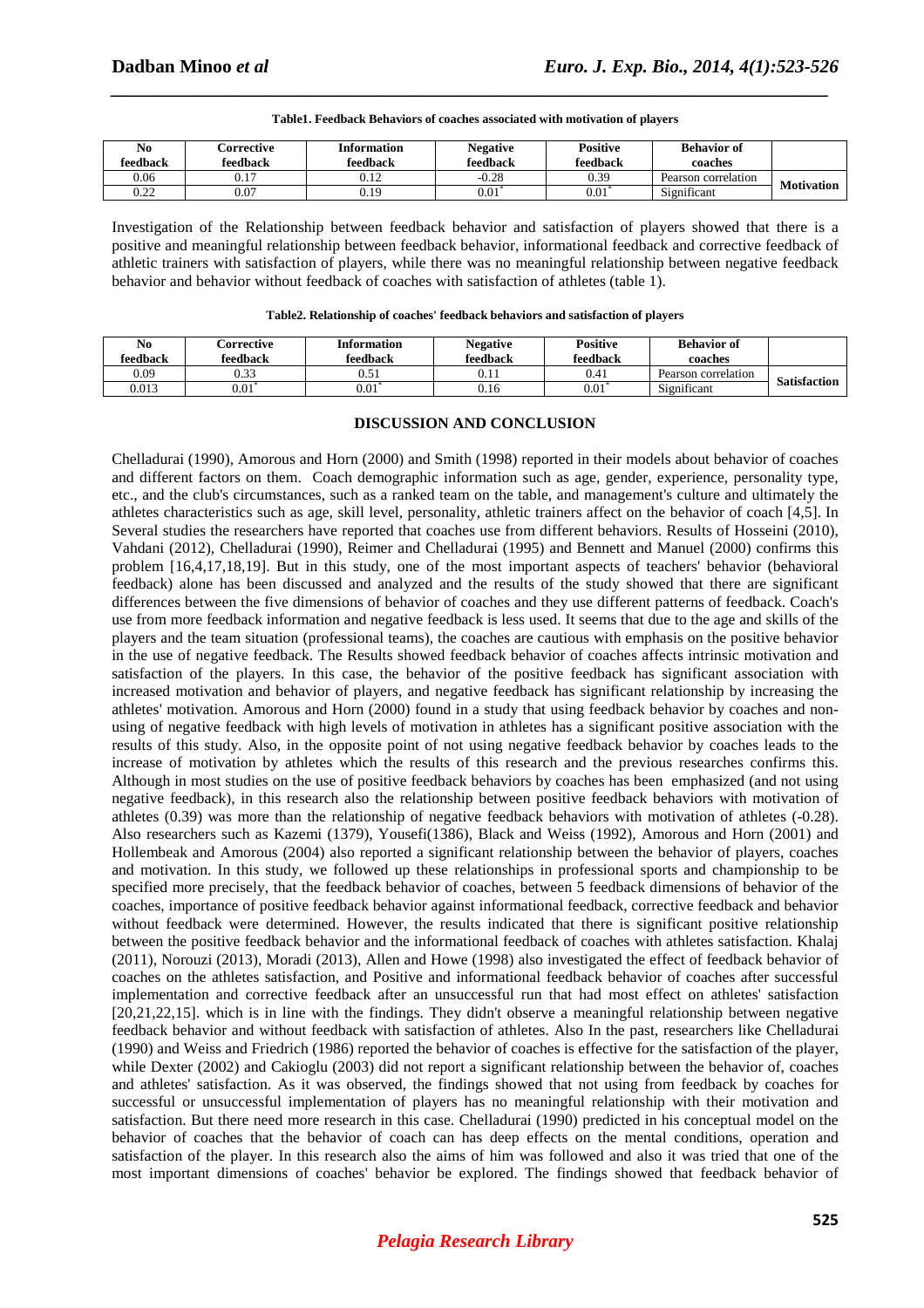**Table1. Feedback Behaviors of coaches associated with motivation of players**

| No feedback | Corrective feedback | Information feedback | Negative feedback | Positive feedback | Behavior of coaches | |
|---|---|---|---|---|---|---|
| 0.06 | 0.17 | 0.12 | -0.28 | 0.39 | Pearson correlation | Motivation |
| 0.22 | 0.07 | 0.19 | 0.01* | 0.01* | Significant | |

Investigation of the Relationship between feedback behavior and satisfaction of players showed that there is a positive and meaningful relationship between feedback behavior, informational feedback and corrective feedback of athletic trainers with satisfaction of players, while there was no meaningful relationship between negative feedback behavior and behavior without feedback of coaches with satisfaction of athletes (table 1).

**Table2. Relationship of coaches' feedback behaviors and satisfaction of players**

| No feedback | Corrective feedback | Information feedback | Negative feedback | Positive feedback | Behavior of coaches | |
|---|---|---|---|---|---|---|
| 0.09 | 0.33 | 0.51 | 0.11 | 0.41 | Pearson correlation | Satisfaction |
| 0.013 | 0.01* | 0.01* | 0.16 | 0.01* | Significant | |

## DISCUSSION AND CONCLUSION

Chelladurai (1990), Amorous and Horn (2000) and Smith (1998) reported in their models about behavior of coaches and different factors on them. Coach demographic information such as age, gender, experience, personality type, etc., and the club's circumstances, such as a ranked team on the table, and management's culture and ultimately the athletes characteristics such as age, skill level, personality, athletic trainers affect on the behavior of coach [4,5]. In Several studies the researchers have reported that coaches use from different behaviors. Results of Hosseini (2010), Vahdani (2012), Chelladurai (1990), Reimer and Chelladurai (1995) and Bennett and Manuel (2000) confirms this problem [16,4,17,18,19]. But in this study, one of the most important aspects of teachers' behavior (behavioral feedback) alone has been discussed and analyzed and the results of the study showed that there are significant differences between the five dimensions of behavior of coaches and they use different patterns of feedback. Coach's use from more feedback information and negative feedback is less used. It seems that due to the age and skills of the players and the team situation (professional teams), the coaches are cautious with emphasis on the positive behavior in the use of negative feedback. The Results showed feedback behavior of coaches affects intrinsic motivation and satisfaction of the players. In this case, the behavior of the positive feedback has significant association with increased motivation and behavior of players, and negative feedback has significant relationship by increasing the athletes' motivation. Amorous and Horn (2000) found in a study that using feedback behavior by coaches and non-using of negative feedback with high levels of motivation in athletes has a significant positive association with the results of this study. Also, in the opposite point of not using negative feedback behavior by coaches leads to the increase of motivation by athletes which the results of this research and the previous researches confirms this. Although in most studies on the use of positive feedback behaviors by coaches has been emphasized (and not using negative feedback), in this research also the relationship between positive feedback behaviors with motivation of athletes (0.39) was more than the relationship of negative feedback behaviors with motivation of athletes (-0.28). Also researchers such as Kazemi (1379), Yousefi(1386), Black and Weiss (1992), Amorous and Horn (2001) and Hollembeak and Amorous (2004) also reported a significant relationship between the behavior of players, coaches and motivation. In this study, we followed up these relationships in professional sports and championship to be specified more precisely, that the feedback behavior of coaches, between 5 feedback dimensions of behavior of the coaches, importance of positive feedback behavior against informational feedback, corrective feedback and behavior without feedback were determined. However, the results indicated that there is significant positive relationship between the positive feedback behavior and the informational feedback of coaches with athletes satisfaction. Khalaj (2011), Norouzi (2013), Moradi (2013), Allen and Howe (1998) also investigated the effect of feedback behavior of coaches on the athletes satisfaction, and Positive and informational feedback behavior of coaches after successful implementation and corrective feedback after an unsuccessful run that had most effect on athletes' satisfaction [20,21,22,15]. which is in line with the findings. They didn't observe a meaningful relationship between negative feedback behavior and without feedback with satisfaction of athletes. Also In the past, researchers like Chelladurai (1990) and Weiss and Friedrich (1986) reported the behavior of coaches is effective for the satisfaction of the player, while Dexter (2002) and Cakioglu (2003) did not report a significant relationship between the behavior of, coaches and athletes' satisfaction. As it was observed, the findings showed that not using from feedback by coaches for successful or unsuccessful implementation of players has no meaningful relationship with their motivation and satisfaction. But there need more research in this case. Chelladurai (1990) predicted in his conceptual model on the behavior of coaches that the behavior of coach can has deep effects on the mental conditions, operation and satisfaction of the player. In this research also the aims of him was followed and also it was tried that one of the most important dimensions of coaches' behavior be explored. The findings showed that feedback behavior of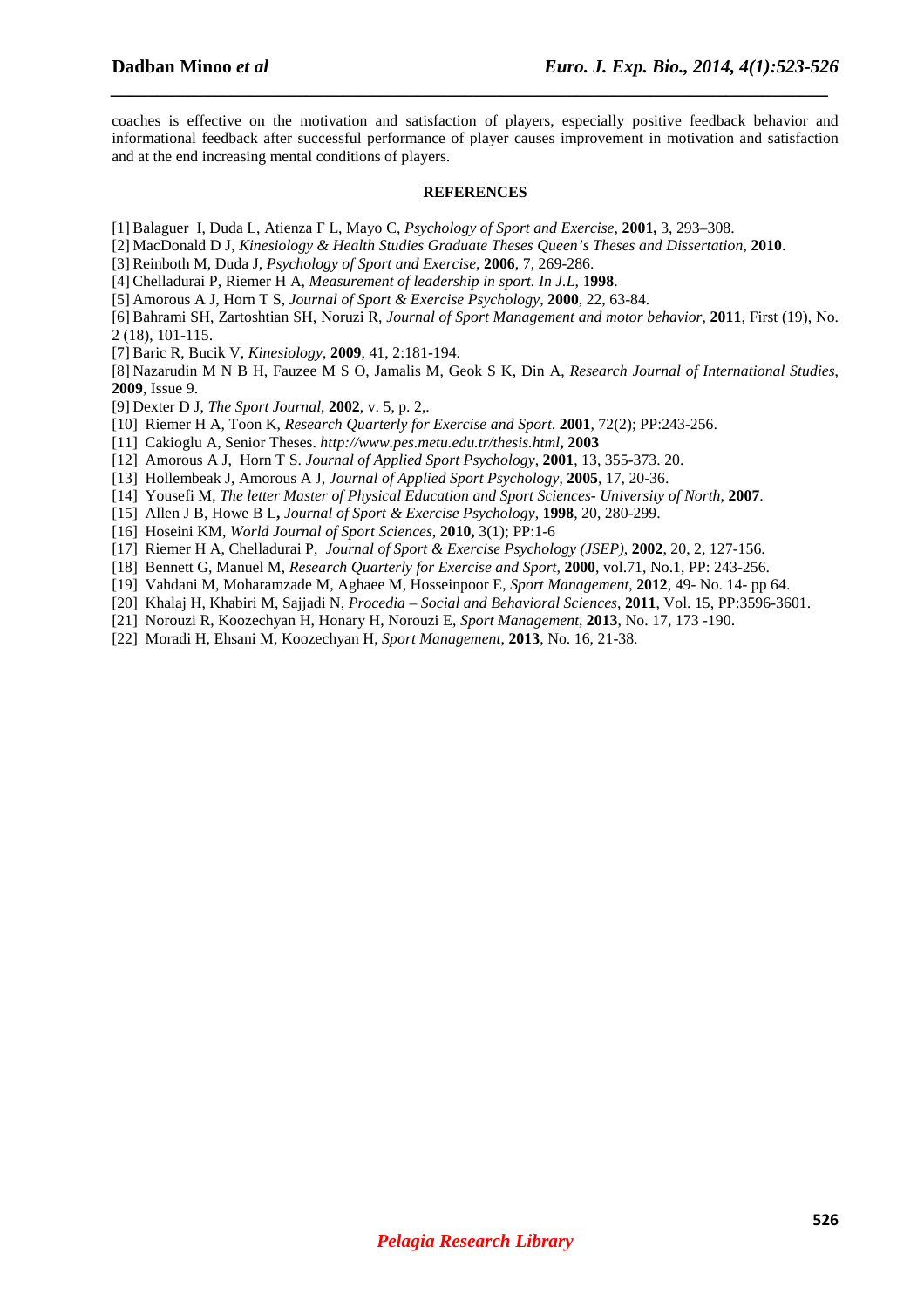coaches is effective on the motivation and satisfaction of players, especially positive feedback behavior and informational feedback after successful performance of player causes improvement in motivation and satisfaction and at the end increasing mental conditions of players.

## REFERENCES

[1] Balaguer I, Duda L, Atienza F L, Mayo C, *Psychology of Sport and Exercise*, **2001,** 3, 293–308.

[2] MacDonald D J, *Kinesiology & Health Studies Graduate Theses Queen's Theses and Dissertation*, **2010**.

[3] Reinboth M, Duda J, *Psychology of Sport and Exercise*, **2006**, 7, 269-286.

[4] Chelladurai P, Riemer H A, *Measurement of leadership in sport. In J.L*, 1**998**.

[5] Amorous A J, Horn T S, *Journal of Sport & Exercise Psychology*, **2000**, 22, 63-84.

[6] Bahrami SH, Zartoshtian SH, Noruzi R, *Journal of Sport Management and motor behavior*, **2011**, First (19), No. 2 (18), 101-115.

[7] Baric R, Bucik V, *Kinesiology*, **2009**, 41, 2:181-194.

[8] Nazarudin M N B H, Fauzee M S O, Jamalis M, Geok S K, Din A, *Research Journal of International Studies*, **2009**, Issue 9.

[9] Dexter D J, *The Sport Journal*, **2002**, v. 5, p. 2,.

[10] Riemer H A, Toon K, *Research Quarterly for Exercise and Sport.* **2001**, 72(2); PP:243-256.

[11] Cakioglu A, Senior Theses. *http://www.pes.metu.edu.tr/thesis.html***, 2003**

[12] Amorous A J, Horn T S. *Journal of Applied Sport Psychology*, **2001**, 13, 355-373. 20.

[13] Hollembeak J, Amorous A J, *Journal of Applied Sport Psychology*, **2005**, 17, 20-36.

[14] Yousefi M, *The letter Master of Physical Education and Sport Sciences- University of North*, **2007**.

[15] Allen J B, Howe B L**,** *Journal of Sport & Exercise Psychology*, **1998**, 20, 280-299.

[16] Hoseini KM, *World Journal of Sport Sciences*, **2010,** 3(1); PP:1-6

[17] Riemer H A, Chelladurai P, *Journal of Sport & Exercise Psychology (JSEP)*, **2002**, 20, 2, 127-156.

[18] Bennett G, Manuel M, *Research Quarterly for Exercise and Sport*, **2000**, vol.71, No.1, PP: 243-256.

[19] Vahdani M, Moharamzade M, Aghaee M, Hosseinpoor E, *Sport Management*, **2012**, 49- No. 14- pp 64.

[20] Khalaj H, Khabiri M, Sajjadi N, *Procedia – Social and Behavioral Sciences*, **2011**, Vol. 15, PP:3596-3601.

[21] Norouzi R, Koozechyan H, Honary H, Norouzi E, *Sport Management*, **2013**, No. 17, 173 -190.

[22] Moradi H, Ehsani M, Koozechyan H, *Sport Management*, **2013**, No. 16, 21-38.